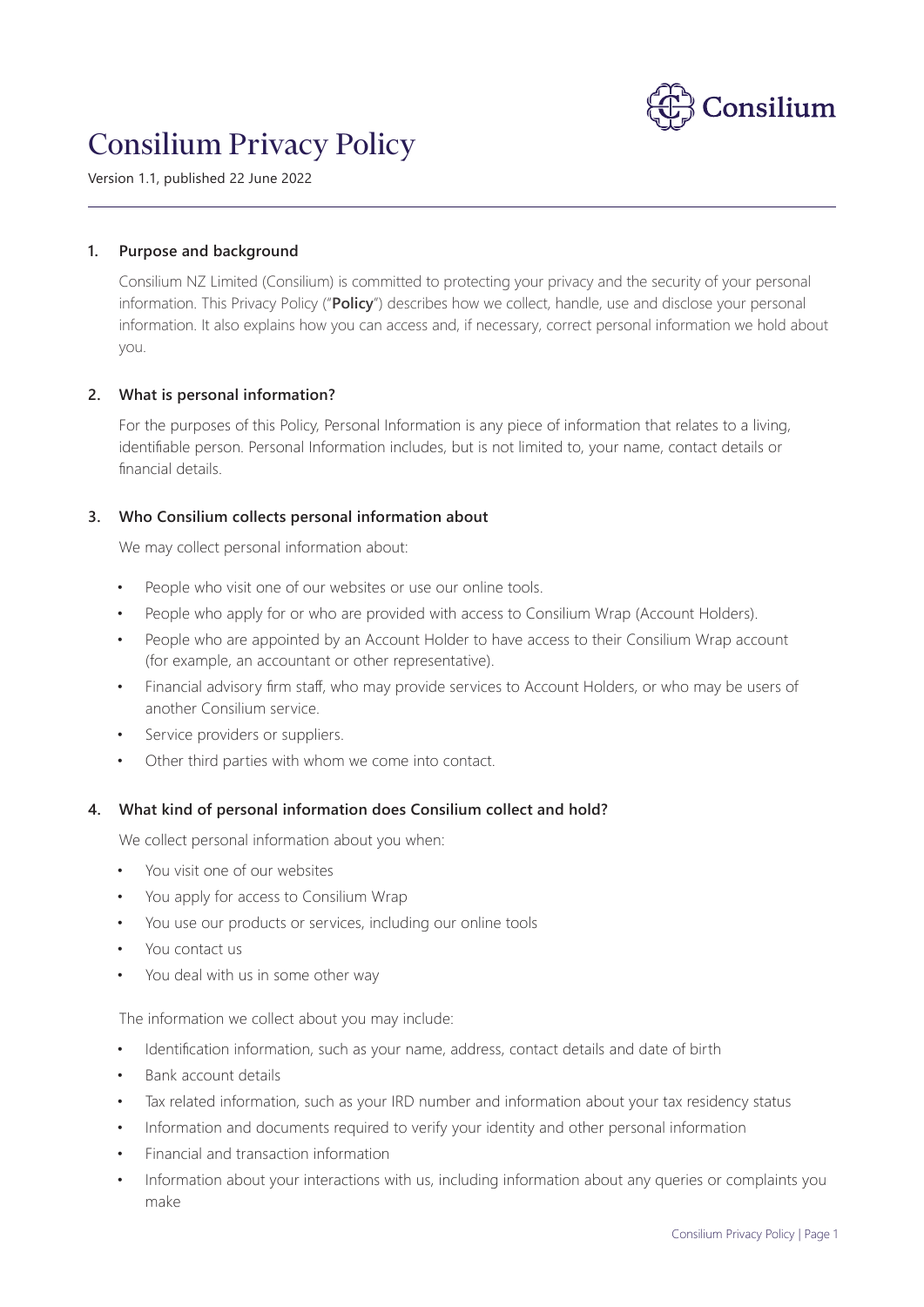# Consilium Privacy Policy

Version 1.1, published 22 June 2022

## 1. Purpose and background

Consilium NZ Limited (Consilium) is committed to protecting your privacy and the security of your personal information. This Privacy Policy ("**Policy**") describes how we collect, handle, use and disclose your personal information. It also explains how you can access and, if necessary, correct personal information we hold about you.

## 2. What is personal information?

For the purposes of this Policy, Personal Information is any piece of information that relates to a living, identifiable person. Personal Information includes, but is not limited to, your name, contact details or financial details.

## 3. Who Consilium collects personal information about

We may collect personal information about:

- People who visit one of our websites or use our online tools.
- People who apply for or who are provided with access to Consilium Wrap (Account Holders).
- People who are appointed by an Account Holder to have access to their Consilium Wrap account (for example, an accountant or other representative).
- Financial advisory firm staff, who may provide services to Account Holders, or who may be users of another Consilium service.
- Service providers or suppliers.
- Other third parties with whom we come into contact.

## 4. What kind of personal information does Consilium collect and hold?

We collect personal information about you when:

- You visit one of our websites
- You apply for access to Consilium Wrap
- You use our products or services, including our online tools
- You contact us
- You deal with us in some other way

The information we collect about you may include:

- Identification information, such as your name, address, contact details and date of birth
- Bank account details
- Tax related information, such as your IRD number and information about your tax residency status
- Information and documents required to verify your identity and other personal information
- Financial and transaction information
- Information about your interactions with us, including information about any queries or complaints you make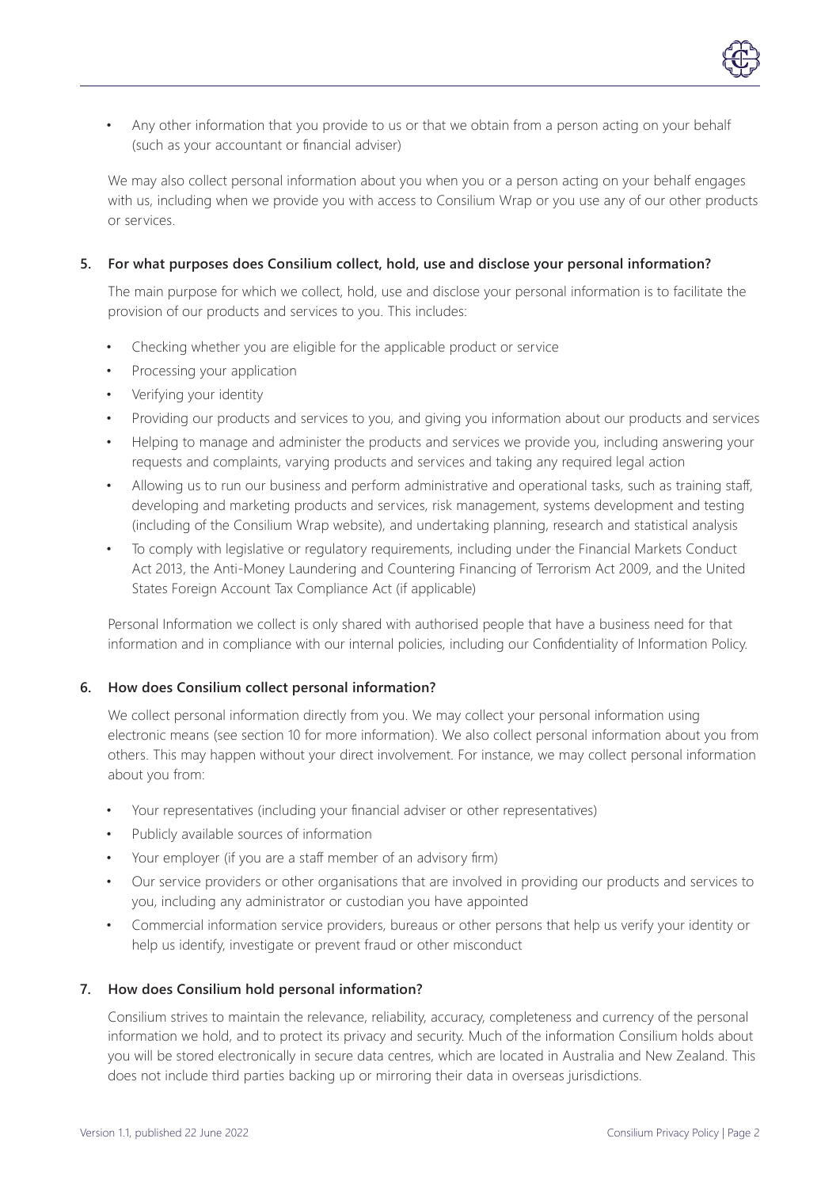- Any other information that you provide to us or that we obtain from a person acting on your behalf (such as your accountant or financial adviser)

We may also collect personal information about you when you or a person acting on your behalf engages with us, including when we provide you with access to Consilium Wrap or you use any of our other products or services.

## 5. For what purposes does Consilium collect, hold, use and disclose your personal information?

The main purpose for which we collect, hold, use and disclose your personal information is to facilitate the provision of our products and services to you. This includes:

- Checking whether you are eligible for the applicable product or service
- Processing your application
- Verifying your identity
- Providing our products and services to you, and giving you information about our products and services
- Helping to manage and administer the products and services we provide you, including answering your requests and complaints, varying products and services and taking any required legal action
- Allowing us to run our business and perform administrative and operational tasks, such as training staff, developing and marketing products and services, risk management, systems development and testing (including of the Consilium Wrap website), and undertaking planning, research and statistical analysis
- To comply with legislative or regulatory requirements, including under the Financial Markets Conduct Act 2013, the Anti-Money Laundering and Countering Financing of Terrorism Act 2009, and the United States Foreign Account Tax Compliance Act (if applicable)

Personal Information we collect is only shared with authorised people that have a business need for that information and in compliance with our internal policies, including our Confidentiality of Information Policy.

## 6. How does Consilium collect personal information?

We collect personal information directly from you. We may collect your personal information using electronic means (see section 10 for more information). We also collect personal information about you from others. This may happen without your direct involvement. For instance, we may collect personal information about you from:

- Your representatives (including your financial adviser or other representatives)
- Publicly available sources of information
- Your employer (if you are a staff member of an advisory firm)
- Our service providers or other organisations that are involved in providing our products and services to you, including any administrator or custodian you have appointed
- Commercial information service providers, bureaus or other persons that help us verify your identity or help us identify, investigate or prevent fraud or other misconduct

## 7. How does Consilium hold personal information?

Consilium strives to maintain the relevance, reliability, accuracy, completeness and currency of the personal information we hold, and to protect its privacy and security. Much of the information Consilium holds about you will be stored electronically in secure data centres, which are located in Australia and New Zealand. This does not include third parties backing up or mirroring their data in overseas jurisdictions.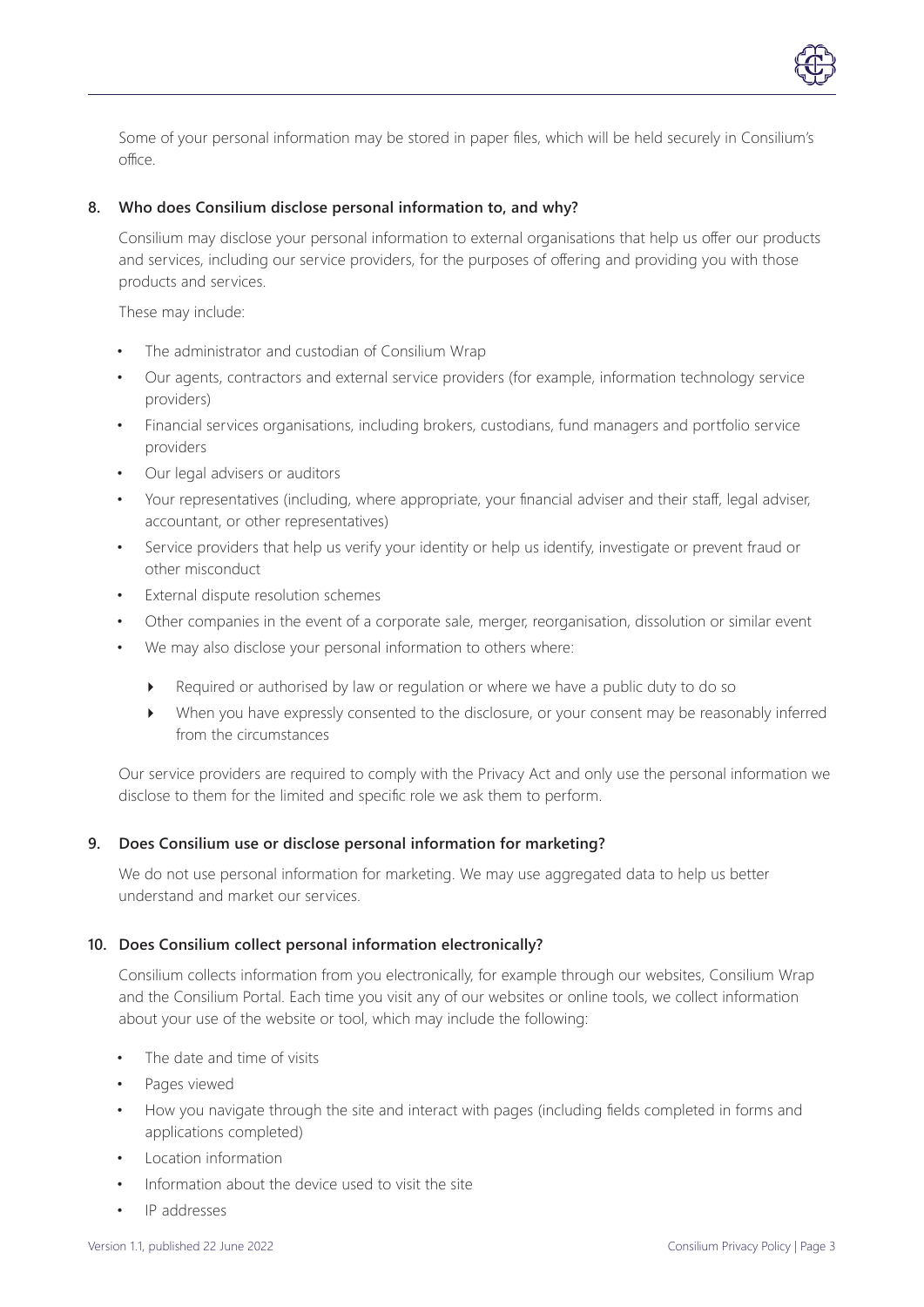Some of your personal information may be stored in paper files, which will be held securely in Consilium's office.

## 8. Who does Consilium disclose personal information to, and why?

Consilium may disclose your personal information to external organisations that help us offer our products and services, including our service providers, for the purposes of offering and providing you with those products and services.

These may include:

- The administrator and custodian of Consilium Wrap
- Our agents, contractors and external service providers (for example, information technology service providers)
- Financial services organisations, including brokers, custodians, fund managers and portfolio service providers
- Our legal advisers or auditors
- Your representatives (including, where appropriate, your financial adviser and their staff, legal adviser, accountant, or other representatives)
- Service providers that help us verify your identity or help us identify, investigate or prevent fraud or other misconduct
- External dispute resolution schemes
- Other companies in the event of a corporate sale, merger, reorganisation, dissolution or similar event
- We may also disclose your personal information to others where:
  - Required or authorised by law or regulation or where we have a public duty to do so
  - When you have expressly consented to the disclosure, or your consent may be reasonably inferred from the circumstances

Our service providers are required to comply with the Privacy Act and only use the personal information we disclose to them for the limited and specific role we ask them to perform.

## 9. Does Consilium use or disclose personal information for marketing?

We do not use personal information for marketing. We may use aggregated data to help us better understand and market our services.

## 10. Does Consilium collect personal information electronically?

Consilium collects information from you electronically, for example through our websites, Consilium Wrap and the Consilium Portal. Each time you visit any of our websites or online tools, we collect information about your use of the website or tool, which may include the following:

- The date and time of visits
- Pages viewed
- How you navigate through the site and interact with pages (including fields completed in forms and applications completed)
- Location information
- Information about the device used to visit the site
- IP addresses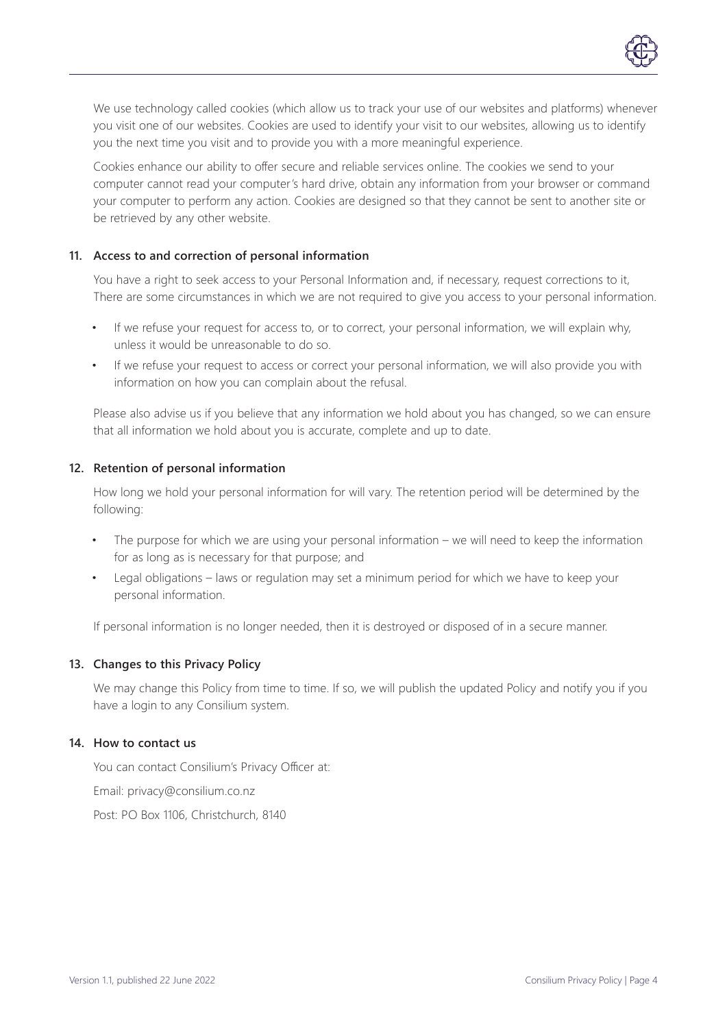We use technology called cookies (which allow us to track your use of our websites and platforms) whenever you visit one of our websites. Cookies are used to identify your visit to our websites, allowing us to identify you the next time you visit and to provide you with a more meaningful experience.

Cookies enhance our ability to offer secure and reliable services online. The cookies we send to your computer cannot read your computer's hard drive, obtain any information from your browser or command your computer to perform any action. Cookies are designed so that they cannot be sent to another site or be retrieved by any other website.

## 11. Access to and correction of personal information

You have a right to seek access to your Personal Information and, if necessary, request corrections to it, There are some circumstances in which we are not required to give you access to your personal information.

- If we refuse your request for access to, or to correct, your personal information, we will explain why, unless it would be unreasonable to do so.
- If we refuse your request to access or correct your personal information, we will also provide you with information on how you can complain about the refusal.

Please also advise us if you believe that any information we hold about you has changed, so we can ensure that all information we hold about you is accurate, complete and up to date.

## 12. Retention of personal information

How long we hold your personal information for will vary. The retention period will be determined by the following:

- The purpose for which we are using your personal information – we will need to keep the information for as long as is necessary for that purpose; and
- Legal obligations – laws or regulation may set a minimum period for which we have to keep your personal information.

If personal information is no longer needed, then it is destroyed or disposed of in a secure manner.

## 13. Changes to this Privacy Policy

We may change this Policy from time to time. If so, we will publish the updated Policy and notify you if you have a login to any Consilium system.

## 14. How to contact us

You can contact Consilium's Privacy Officer at:

Email: privacy@consilium.co.nz

Post: PO Box 1106, Christchurch, 8140